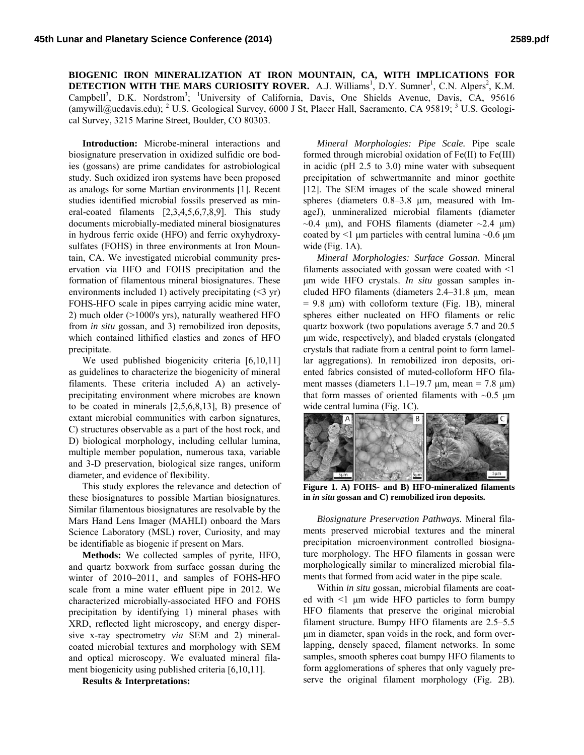# BIOGENIC IRON MINERALIZATION AT IRON MOUNTAIN, CA, WITH IMPLICATIONS FOR DETECTION WITH THE MARS CURIOSITY ROVER.

A.J. Williams[1], D.Y. Sumner[1], C.N. Alpers[2], K.M. Campbell[3], D.K. Nordstrom[3]; [1]University of California, Davis, One Shields Avenue, Davis, CA, 95616 (amywill@ucdavis.edu); [2] U.S. Geological Survey, 6000 J St, Placer Hall, Sacramento, CA 95819; [3] U.S. Geological Survey, 3215 Marine Street, Boulder, CO 80303.

**Introduction:** Microbe-mineral interactions and biosignature preservation in oxidized sulfidic ore bodies (gossans) are prime candidates for astrobiological study. Such oxidized iron systems have been proposed as analogs for some Martian environments [1]. Recent studies identified microbial fossils preserved as mineral-coated filaments [2,3,4,5,6,7,8,9]. This study documents microbially-mediated mineral biosignatures in hydrous ferric oxide (HFO) and ferric oxyhydroxysulfates (FOHS) in three environments at Iron Mountain, CA. We investigated microbial community preservation via HFO and FOHS precipitation and the formation of filamentous mineral biosignatures. These environments included 1) actively precipitating (<3 yr) FOHS-HFO scale in pipes carrying acidic mine water, 2) much older (>1000's yrs), naturally weathered HFO from *in situ* gossan, and 3) remobilized iron deposits, which contained lithified clastics and zones of HFO precipitate.

We used published biogenicity criteria [6,10,11] as guidelines to characterize the biogenicity of mineral filaments. These criteria included A) an actively-precipitating environment where microbes are known to be coated in minerals [2,5,6,8,13], B) presence of extant microbial communities with carbon signatures, C) structures observable as a part of the host rock, and D) biological morphology, including cellular lumina, multiple member population, numerous taxa, variable and 3-D preservation, biological size ranges, uniform diameter, and evidence of flexibility.

This study explores the relevance and detection of these biosignatures to possible Martian biosignatures. Similar filamentous biosignatures are resolvable by the Mars Hand Lens Imager (MAHLI) onboard the Mars Science Laboratory (MSL) rover, Curiosity, and may be identifiable as biogenic if present on Mars.

**Methods:** We collected samples of pyrite, HFO, and quartz boxwork from surface gossan during the winter of 2010–2011, and samples of FOHS-HFO scale from a mine water effluent pipe in 2012. We characterized microbially-associated HFO and FOHS precipitation by identifying 1) mineral phases with XRD, reflected light microscopy, and energy dispersive x-ray spectrometry *via* SEM and 2) mineral-coated microbial textures and morphology with SEM and optical microscopy. We evaluated mineral filament biogenicity using published criteria [6,10,11].

**Results & Interpretations:**

*Mineral Morphologies: Pipe Scale.* Pipe scale formed through microbial oxidation of Fe(II) to Fe(III) in acidic (pH 2.5 to 3.0) mine water with subsequent precipitation of schwertmannite and minor goethite [12]. The SEM images of the scale showed mineral spheres (diameters 0.8–3.8 μm, measured with ImageJ), unmineralized microbial filaments (diameter ~0.4 μm), and FOHS filaments (diameter ~2.4 μm) coated by <1 μm particles with central lumina ~0.6 μm wide (Fig. 1A).

*Mineral Morphologies: Surface Gossan.* Mineral filaments associated with gossan were coated with <1 μm wide HFO crystals. *In situ* gossan samples included HFO filaments (diameters 2.4–31.8 μm, mean = 9.8 μm) with colloform texture (Fig. 1B), mineral spheres either nucleated on HFO filaments or relic quartz boxwork (two populations average 5.7 and 20.5 μm wide, respectively), and bladed crystals (elongated crystals that radiate from a central point to form lamellar aggregations). In remobilized iron deposits, oriented fabrics consisted of muted-colloform HFO filament masses (diameters 1.1–19.7 μm, mean = 7.8 μm) that form masses of oriented filaments with ~0.5 μm wide central lumina (Fig. 1C).

**Figure 1. A) FOHS- and B) HFO-mineralized filaments in *in situ* gossan and C) remobilized iron deposits.**

*Biosignature Preservation Pathways.* Mineral filaments preserved microbial textures and the mineral precipitation microenvironment controlled biosignature morphology. The HFO filaments in gossan were morphologically similar to mineralized microbial filaments that formed from acid water in the pipe scale.

Within *in situ* gossan, microbial filaments are coated with <1 μm wide HFO particles to form bumpy HFO filaments that preserve the original microbial filament structure. Bumpy HFO filaments are 2.5–5.5 μm in diameter, span voids in the rock, and form overlapping, densely spaced, filament networks. In some samples, smooth spheres coat bumpy HFO filaments to form agglomerations of spheres that only vaguely preserve the original filament morphology (Fig. 2B).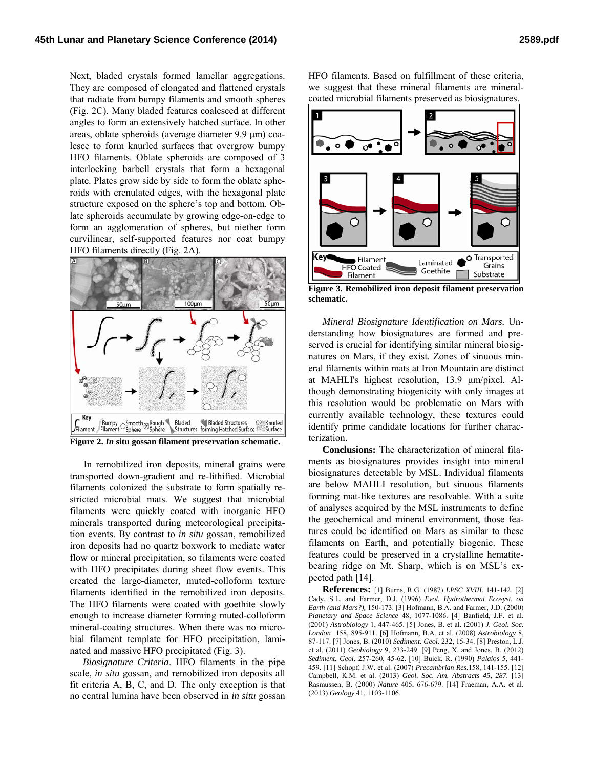Next, bladed crystals formed lamellar aggregations. They are composed of elongated and flattened crystals that radiate from bumpy filaments and smooth spheres (Fig. 2C). Many bladed features coalesced at different angles to form an extensively hatched surface. In other areas, oblate spheroids (average diameter 9.9 µm) coalesce to form knurled surfaces that overgrow bumpy HFO filaments. Oblate spheroids are composed of 3 interlocking barbell crystals that form a hexagonal plate. Plates grow side by side to form the oblate spheroids with crenulated edges, with the hexagonal plate structure exposed on the sphere's top and bottom. Oblate spheroids accumulate by growing edge-on-edge to form an agglomeration of spheres, but neither form curvilinear, self-supported features nor coat bumpy HFO filaments directly (Fig. 2A).

A
50µm
B
100µm
C
50µm
Key
Filament
Bumpy Filament
Smooth Sphere
Rough Sphere
Bladed Structures
Bladed Structures forming Hatched Surface
Knurled Surface

**Figure 2.** ***In* situ gossan filament preservation schematic.**

In remobilized iron deposits, mineral grains were transported down-gradient and re-lithified. Microbial filaments colonized the substrate to form spatially restricted microbial mats. We suggest that microbial filaments were quickly coated with inorganic HFO minerals transported during meteorological precipitation events. By contrast to *in situ* gossan, remobilized iron deposits had no quartz boxwork to mediate water flow or mineral precipitation, so filaments were coated with HFO precipitates during sheet flow events. This created the large-diameter, muted-colloform texture filaments identified in the remobilized iron deposits. The HFO filaments were coated with goethite slowly enough to increase diameter forming muted-colloform mineral-coating structures. When there was no microbial filament template for HFO precipitation, laminated and massive HFO precipitated (Fig. 3).

*Biosignature Criteria*. HFO filaments in the pipe scale, *in situ* gossan, and remobilized iron deposits all fit criteria A, B, C, and D. The only exception is that no central lumina have been observed in *in situ* gossan HFO filaments. Based on fulfillment of these criteria, we suggest that these mineral filaments are mineral-coated microbial filaments preserved as biosignatures.

1
2
3
4
5
Key
Filament
HFO Coated Filament
Laminated Goethite
Transported Grains
Substrate

**Figure 3. Remobilized iron deposit filament preservation schematic.**

*Mineral Biosignature Identification on Mars.* Understanding how biosignatures are formed and preserved is crucial for identifying similar mineral biosignatures on Mars, if they exist. Zones of sinuous mineral filaments within mats at Iron Mountain are distinct at MAHLI's highest resolution, 13.9 µm/pixel. Although demonstrating biogenicity with only images at this resolution would be problematic on Mars with currently available technology, these textures could identify prime candidate locations for further characterization.

**Conclusions:** The characterization of mineral filaments as biosignatures provides insight into mineral biosignatures detectable by MSL. Individual filaments are below MAHLI resolution, but sinuous filaments forming mat-like textures are resolvable. With a suite of analyses acquired by the MSL instruments to define the geochemical and mineral environment, those features could be identified on Mars as similar to these filaments on Earth, and potentially biogenic. These features could be preserved in a crystalline hematite-bearing ridge on Mt. Sharp, which is on MSL's expected path [14].

**References:** [1] Burns, R.G. (1987) *LPSC XVIII*, 141-142. [2] Cady, S.L. and Farmer, D.J. (1996) *Evol. Hydrothermal Ecosyst. on Earth (and Mars?)*, 150-173. [3] Hofmann, B.A. and Farmer, J.D. (2000) *Planetary and Space Science* 48, 1077-1086. [4] Banfield, J.F. et al. (2001) *Astrobiology* 1, 447-465. [5] Jones, B. et al. (2001) *J. Geol. Soc. London* 158, 895-911. [6] Hofmann, B.A. et al. (2008) *Astrobiology* 8, 87-117. [7] Jones, B. (2010) *Sediment. Geol.* 232, 15-34. [8] Preston, L.J. et al. (2011) *Geobiology* 9, 233-249. [9] Peng, X. and Jones, B. (2012) *Sediment. Geol.* 257-260, 45-62. [10] Buick, R. (1990) *Palaios* 5, 441-459. [11] Schopf, J.W. et al. (2007) *Precambrian Res.*158, 141-155. [12] Campbell, K.M. et al. (2013) *Geol. Soc. Am. Abstracts 45, 287.* [13] Rasmussen, B. (2000) *Nature* 405, 676-679. [14] Fraeman, A.A. et al. (2013) *Geology* 41, 1103-1106.